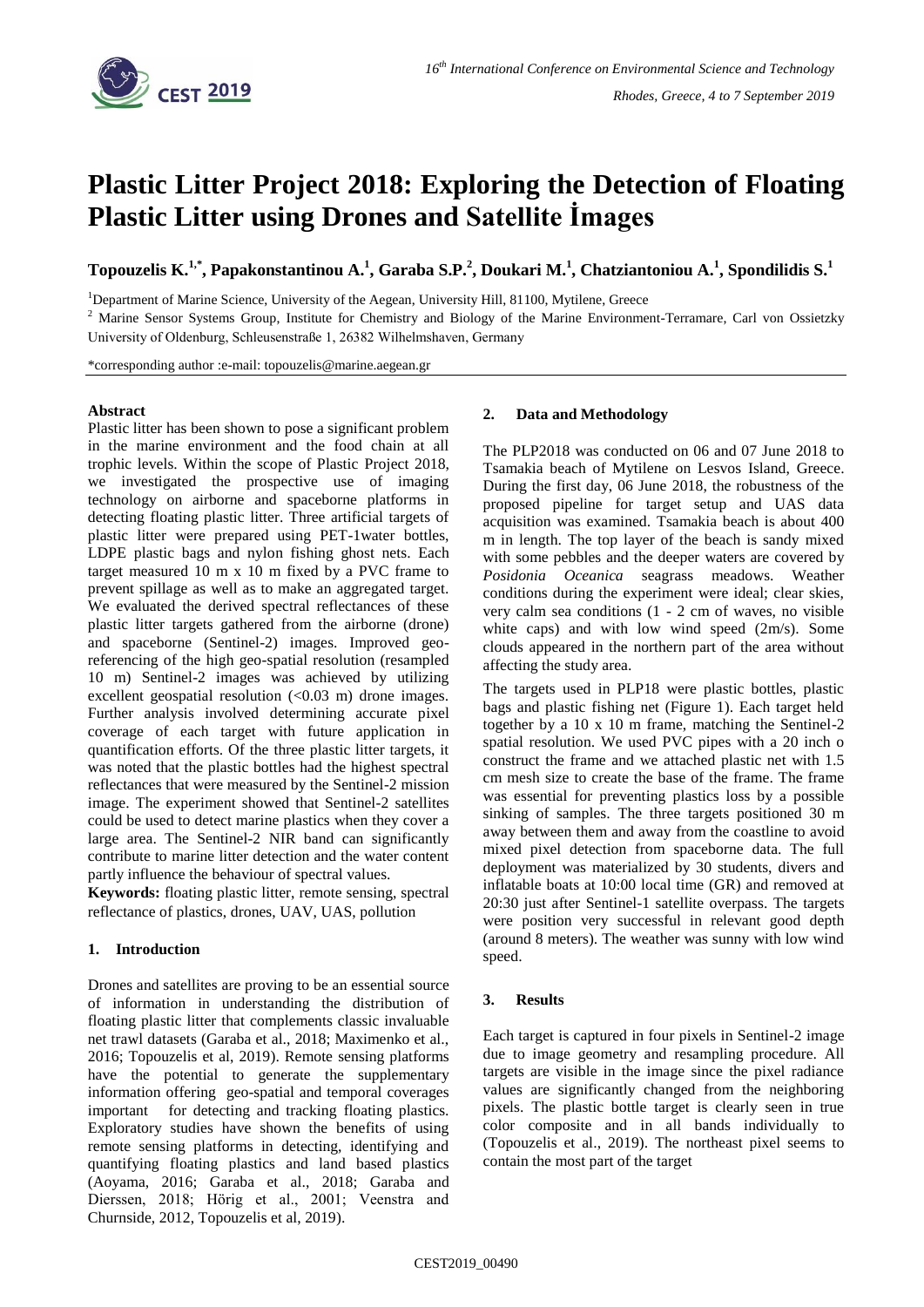# Plastic Litter Project 2018: Exploring the Detection of Floating Plastic Litter using Drones and Satellite İmages

**Topouzelis K.[1,*], Papakonstantinou A.[1], Garaba S.P.[2], Doukari M.[1], Chatziantoniou A.[1], Spondilidis S.[1]**

[1]Department of Marine Science, University of the Aegean, University Hill, 81100, Mytilene, Greece

[2] Marine Sensor Systems Group, Institute for Chemistry and Biology of the Marine Environment-Terramare, Carl von Ossietzky University of Oldenburg, Schleusenstraße 1, 26382 Wilhelmshaven, Germany

*corresponding author :e-mail: topouzelis@marine.aegean.gr

## Abstract

Plastic litter has been shown to pose a significant problem in the marine environment and the food chain at all trophic levels. Within the scope of Plastic Project 2018, we investigated the prospective use of imaging technology on airborne and spaceborne platforms in detecting floating plastic litter. Three artificial targets of plastic litter were prepared using PET-1water bottles, LDPE plastic bags and nylon fishing ghost nets. Each target measured 10 m x 10 m fixed by a PVC frame to prevent spillage as well as to make an aggregated target. We evaluated the derived spectral reflectances of these plastic litter targets gathered from the airborne (drone) and spaceborne (Sentinel-2) images. Improved geo-referencing of the high geo-spatial resolution (resampled 10 m) Sentinel-2 images was achieved by utilizing excellent geospatial resolution (<0.03 m) drone images. Further analysis involved determining accurate pixel coverage of each target with future application in quantification efforts. Of the three plastic litter targets, it was noted that the plastic bottles had the highest spectral reflectances that were measured by the Sentinel-2 mission image. The experiment showed that Sentinel-2 satellites could be used to detect marine plastics when they cover a large area. The Sentinel-2 NIR band can significantly contribute to marine litter detection and the water content partly influence the behaviour of spectral values.

**Keywords:** floating plastic litter, remote sensing, spectral reflectance of plastics, drones, UAV, UAS, pollution

## 1. Introduction

Drones and satellites are proving to be an essential source of information in understanding the distribution of floating plastic litter that complements classic invaluable net trawl datasets (Garaba et al., 2018; Maximenko et al., 2016; Topouzelis et al, 2019). Remote sensing platforms have the potential to generate the supplementary information offering geo-spatial and temporal coverages important for detecting and tracking floating plastics. Exploratory studies have shown the benefits of using remote sensing platforms in detecting, identifying and quantifying floating plastics and land based plastics (Aoyama, 2016; Garaba et al., 2018; Garaba and Dierssen, 2018; Hörig et al., 2001; Veenstra and Churnside, 2012, Topouzelis et al, 2019).

## 2. Data and Methodology

The PLP2018 was conducted on 06 and 07 June 2018 to Tsamakia beach of Mytilene on Lesvos Island, Greece. During the first day, 06 June 2018, the robustness of the proposed pipeline for target setup and UAS data acquisition was examined. Tsamakia beach is about 400 m in length. The top layer of the beach is sandy mixed with some pebbles and the deeper waters are covered by *Posidonia Oceanica* seagrass meadows. Weather conditions during the experiment were ideal; clear skies, very calm sea conditions (1 - 2 cm of waves, no visible white caps) and with low wind speed (2m/s). Some clouds appeared in the northern part of the area without affecting the study area.

The targets used in PLP18 were plastic bottles, plastic bags and plastic fishing net (Figure 1). Each target held together by a 10 x 10 m frame, matching the Sentinel-2 spatial resolution. We used PVC pipes with a 20 inch o construct the frame and we attached plastic net with 1.5 cm mesh size to create the base of the frame. The frame was essential for preventing plastics loss by a possible sinking of samples. The three targets positioned 30 m away between them and away from the coastline to avoid mixed pixel detection from spaceborne data. The full deployment was materialized by 30 students, divers and inflatable boats at 10:00 local time (GR) and removed at 20:30 just after Sentinel-1 satellite overpass. The targets were position very successful in relevant good depth (around 8 meters). The weather was sunny with low wind speed.

## 3. Results

Each target is captured in four pixels in Sentinel-2 image due to image geometry and resampling procedure. All targets are visible in the image since the pixel radiance values are significantly changed from the neighboring pixels. The plastic bottle target is clearly seen in true color composite and in all bands individually to (Topouzelis et al., 2019). The northeast pixel seems to contain the most part of the target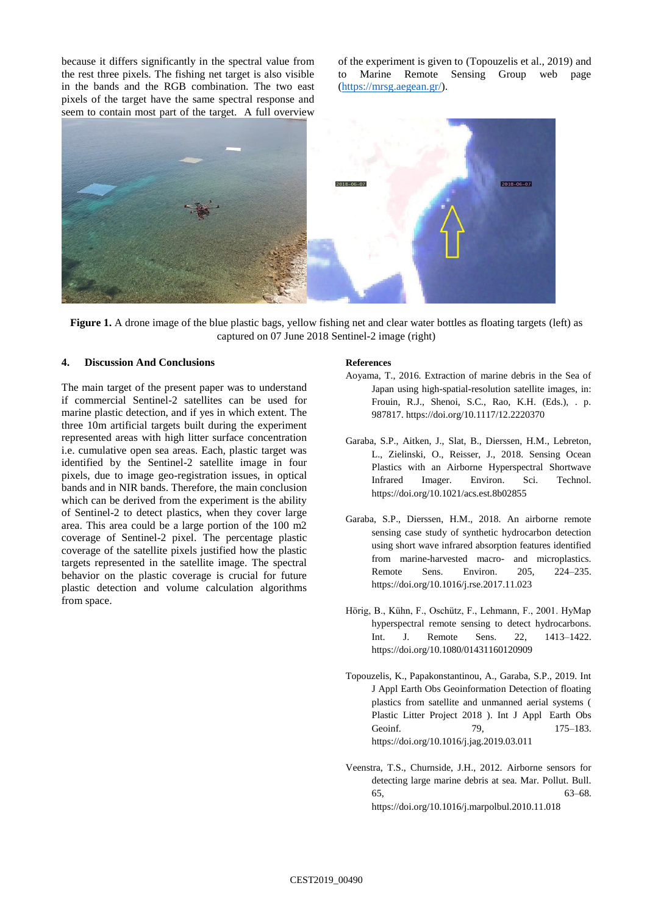because it differs significantly in the spectral value from the rest three pixels. The fishing net target is also visible in the bands and the RGB combination. The two east pixels of the target have the same spectral response and seem to contain most part of the target. A full overview of the experiment is given to (Topouzelis et al., 2019) and to Marine Remote Sensing Group web page (https://mrsg.aegean.gr/).

**Figure 1.** A drone image of the blue plastic bags, yellow fishing net and clear water bottles as floating targets (left) as captured on 07 June 2018 Sentinel-2 image (right)

## 4. Discussion And Conclusions

The main target of the present paper was to understand if commercial Sentinel-2 satellites can be used for marine plastic detection, and if yes in which extent. The three 10m artificial targets built during the experiment represented areas with high litter surface concentration i.e. cumulative open sea areas. Each, plastic target was identified by the Sentinel-2 satellite image in four pixels, due to image geo-registration issues, in optical bands and in NIR bands. Therefore, the main conclusion which can be derived from the experiment is the ability of Sentinel-2 to detect plastics, when they cover large area. This area could be a large portion of the 100 m2 coverage of Sentinel-2 pixel. The percentage plastic coverage of the satellite pixels justified how the plastic targets represented in the satellite image. The spectral behavior on the plastic coverage is crucial for future plastic detection and volume calculation algorithms from space.

**References**

Aoyama, T., 2016. Extraction of marine debris in the Sea of Japan using high-spatial-resolution satellite images, in: Frouin, R.J., Shenoi, S.C., Rao, K.H. (Eds.), . p. 987817. https://doi.org/10.1117/12.2220370

Garaba, S.P., Aitken, J., Slat, B., Dierssen, H.M., Lebreton, L., Zielinski, O., Reisser, J., 2018. Sensing Ocean Plastics with an Airborne Hyperspectral Shortwave Infrared Imager. Environ. Sci. Technol. https://doi.org/10.1021/acs.est.8b02855

Garaba, S.P., Dierssen, H.M., 2018. An airborne remote sensing case study of synthetic hydrocarbon detection using short wave infrared absorption features identified from marine-harvested macro- and microplastics. Remote Sens. Environ. 205, 224–235. https://doi.org/10.1016/j.rse.2017.11.023

Hörig, B., Kühn, F., Oschütz, F., Lehmann, F., 2001. HyMap hyperspectral remote sensing to detect hydrocarbons. Int. J. Remote Sens. 22, 1413–1422. https://doi.org/10.1080/01431160120909

Topouzelis, K., Papakonstantinou, A., Garaba, S.P., 2019. Int J Appl Earth Obs Geoinformation Detection of floating plastics from satellite and unmanned aerial systems ( Plastic Litter Project 2018 ). Int J Appl Earth Obs Geoinf. 79, 175–183. https://doi.org/10.1016/j.jag.2019.03.011

Veenstra, T.S., Churnside, J.H., 2012. Airborne sensors for detecting large marine debris at sea. Mar. Pollut. Bull. 65, 63–68. https://doi.org/10.1016/j.marpolbul.2010.11.018